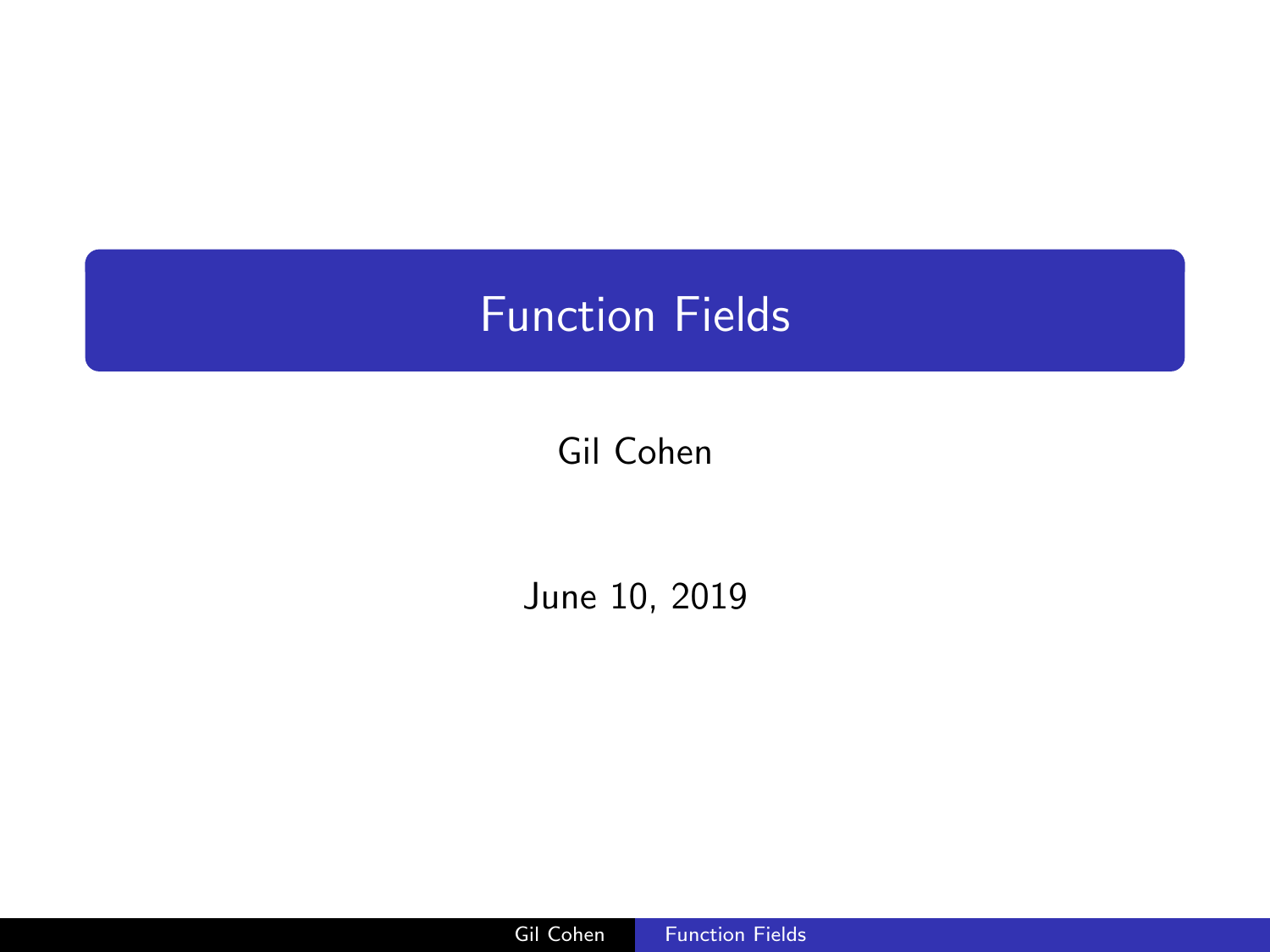# Function Fields

Gil Cohen

June 10, 2019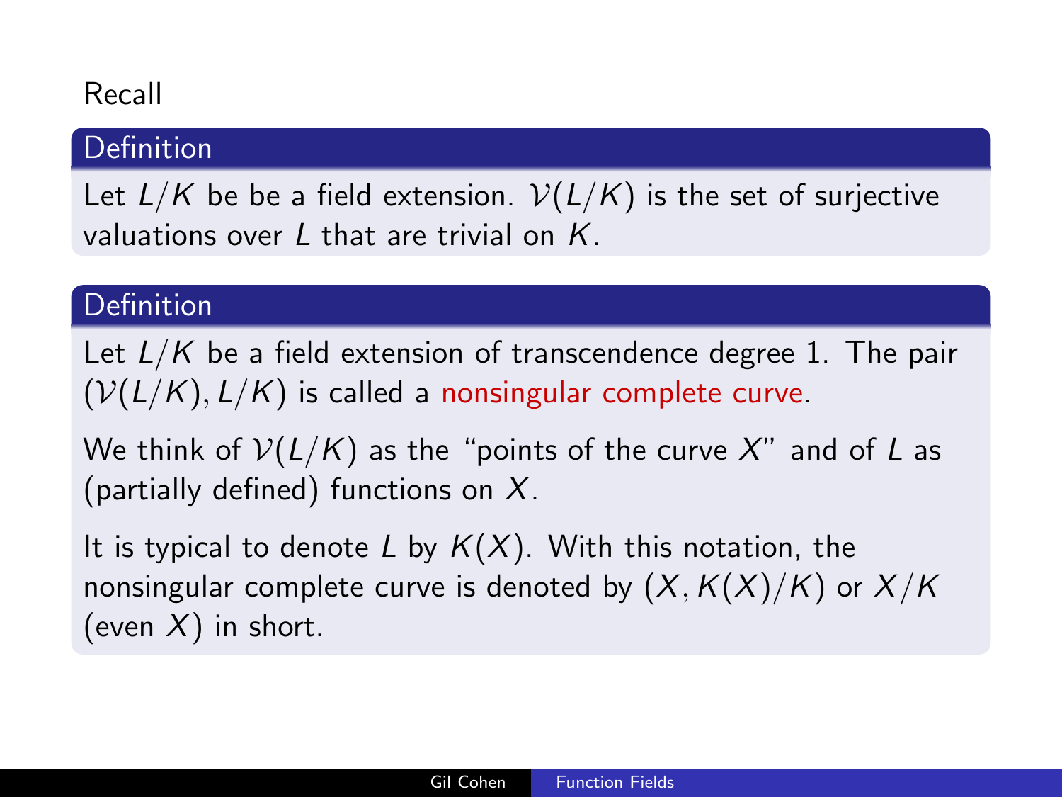Recall

**Definition**

Let $L/K$ be be a field extension. $\mathcal{V}(L/K)$ is the set of surjective valuations over $L$ that are trivial on $K$.

**Definition**

Let $L/K$ be a field extension of transcendence degree 1. The pair $(\mathcal{V}(L/K), L/K)$ is called a nonsingular complete curve.

We think of $\mathcal{V}(L/K)$ as the "points of the curve $X$" and of $L$ as (partially defined) functions on $X$.

It is typical to denote $L$ by $K(X)$. With this notation, the nonsingular complete curve is denoted by $(X, K(X)/K)$ or $X/K$ (even $X$) in short.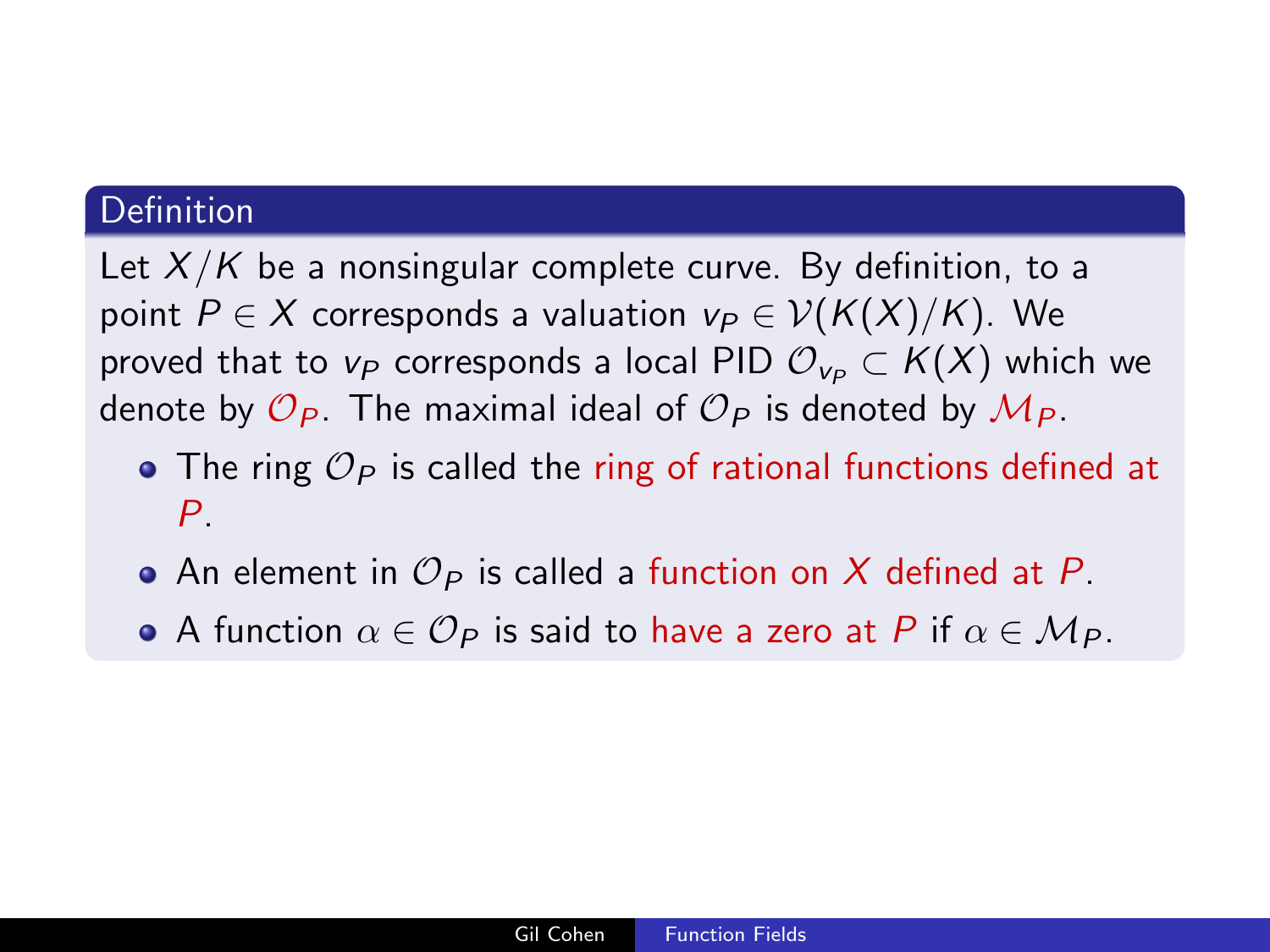### Definition

Let $X/K$ be a nonsingular complete curve. By definition, to a point $P \in X$ corresponds a valuation $v_P \in \mathcal{V}(K(X)/K)$. We proved that to $v_P$ corresponds a local PID $\mathcal{O}_{v_P} \subset K(X)$ which we denote by $\mathcal{O}_P$. The maximal ideal of $\mathcal{O}_P$ is denoted by $\mathcal{M}_P$.

- The ring $\mathcal{O}_P$ is called the ring of rational functions defined at $P$.
- An element in $\mathcal{O}_P$ is called a function on $X$ defined at $P$.
- A function $\alpha \in \mathcal{O}_P$ is said to have a zero at $P$ if $\alpha \in \mathcal{M}_P$.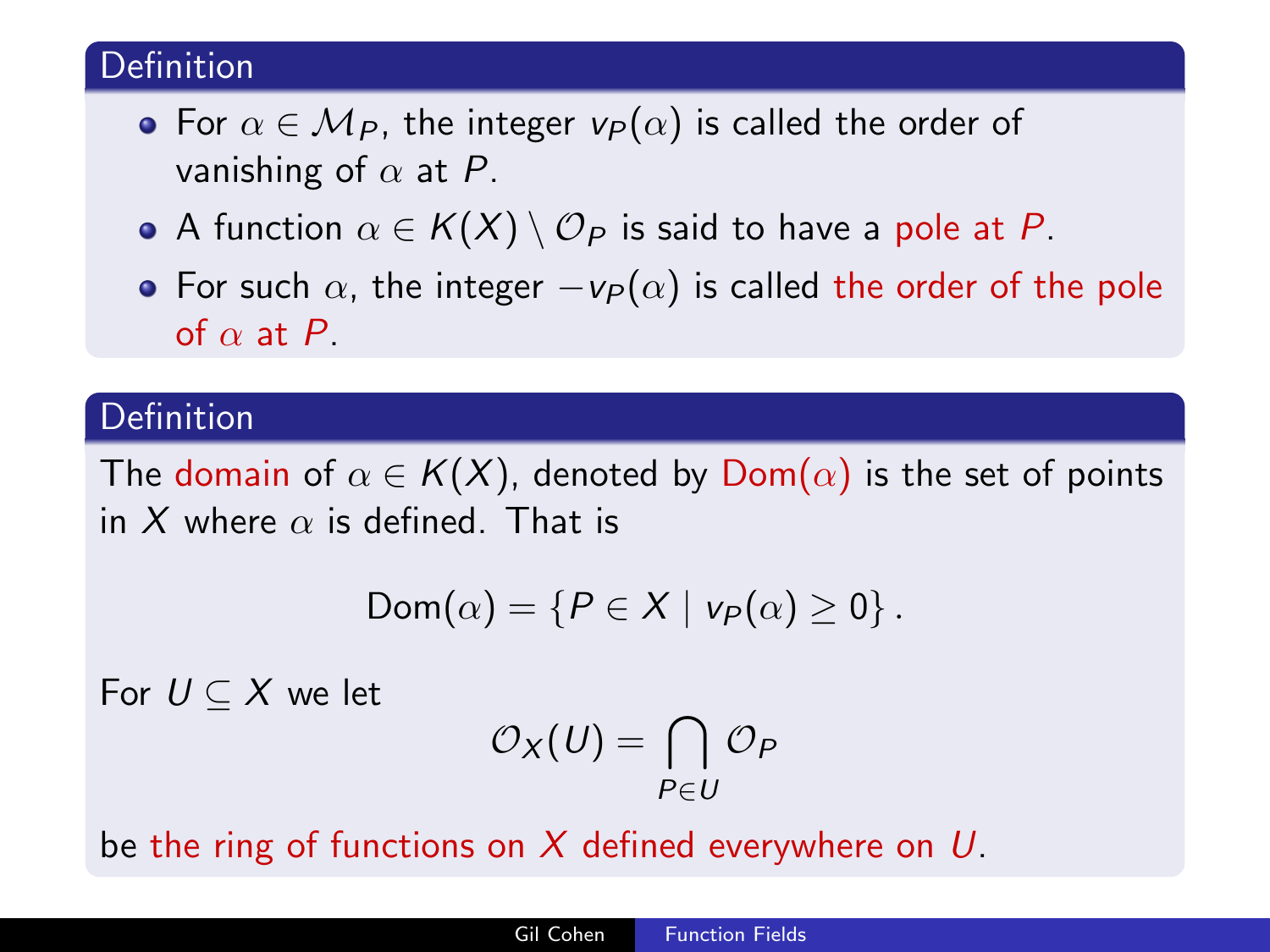### Definition

- For $\alpha \in \mathcal{M}_P$, the integer $v_P(\alpha)$ is called the order of vanishing of $\alpha$ at $P$.
- A function $\alpha \in K(X) \setminus \mathcal{O}_P$ is said to have a pole at $P$.
- For such $\alpha$, the integer $-v_P(\alpha)$ is called the order of the pole of $\alpha$ at $P$.

### Definition

The domain of $\alpha \in K(X)$, denoted by $\mathrm{Dom}(\alpha)$ is the set of points in $X$ where $\alpha$ is defined. That is

$$\mathrm{Dom}(\alpha) = \{P \in X \mid v_P(\alpha) \geq 0\}.$$

For $U \subseteq X$ we let

$$\mathcal{O}_X(U) = \bigcap_{P \in U} \mathcal{O}_P$$

be the ring of functions on $X$ defined everywhere on $U$.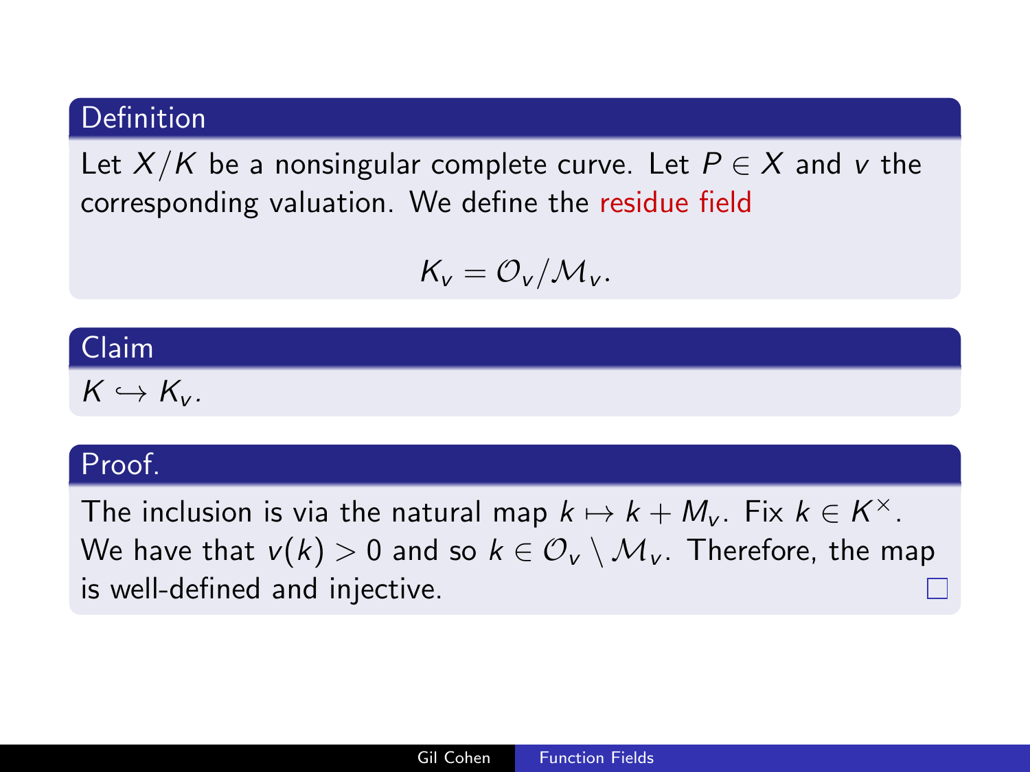### Definition

Let $X/K$ be a nonsingular complete curve. Let $P \in X$ and $v$ the corresponding valuation. We define the residue field

$$K_v = \mathcal{O}_v / \mathcal{M}_v.$$

### Claim

$K \hookrightarrow K_v$.

### Proof.

The inclusion is via the natural map $k \mapsto k + M_v$. Fix $k \in K^\times$. We have that $v(k) > 0$ and so $k \in \mathcal{O}_v \setminus \mathcal{M}_v$. Therefore, the map is well-defined and injective. □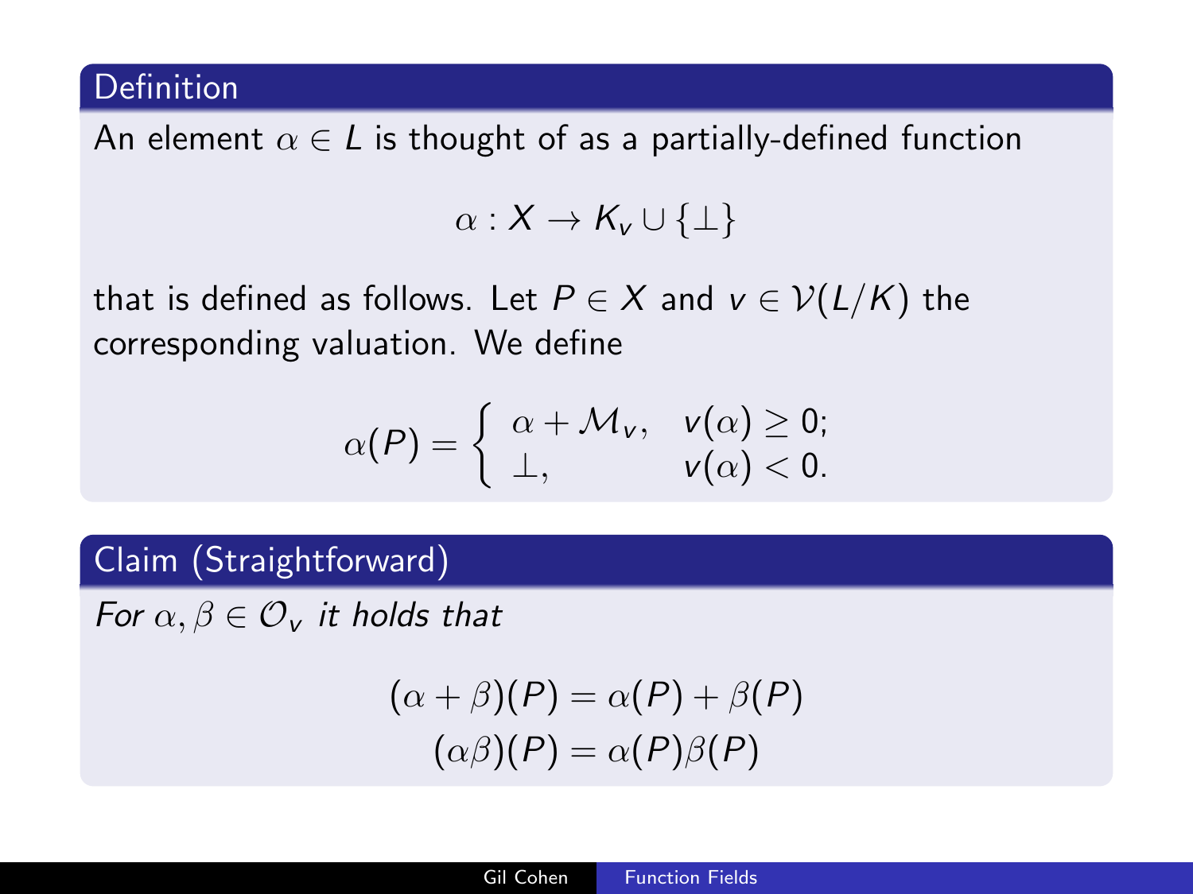### Definition

An element $\alpha \in L$ is thought of as a partially-defined function

$$\alpha : X \to K_v \cup \{\perp\}$$

that is defined as follows. Let $P \in X$ and $v \in \mathcal{V}(L/K)$ the corresponding valuation. We define

$$\alpha(P) = \begin{cases} \alpha + \mathcal{M}_v, & v(\alpha) \geq 0; \\ \perp, & v(\alpha) < 0. \end{cases}$$

### Claim (Straightforward)

*For $\alpha, \beta \in \mathcal{O}_v$ it holds that*

$$(\alpha + \beta)(P) = \alpha(P) + \beta(P)$$
$$(\alpha\beta)(P) = \alpha(P)\beta(P)$$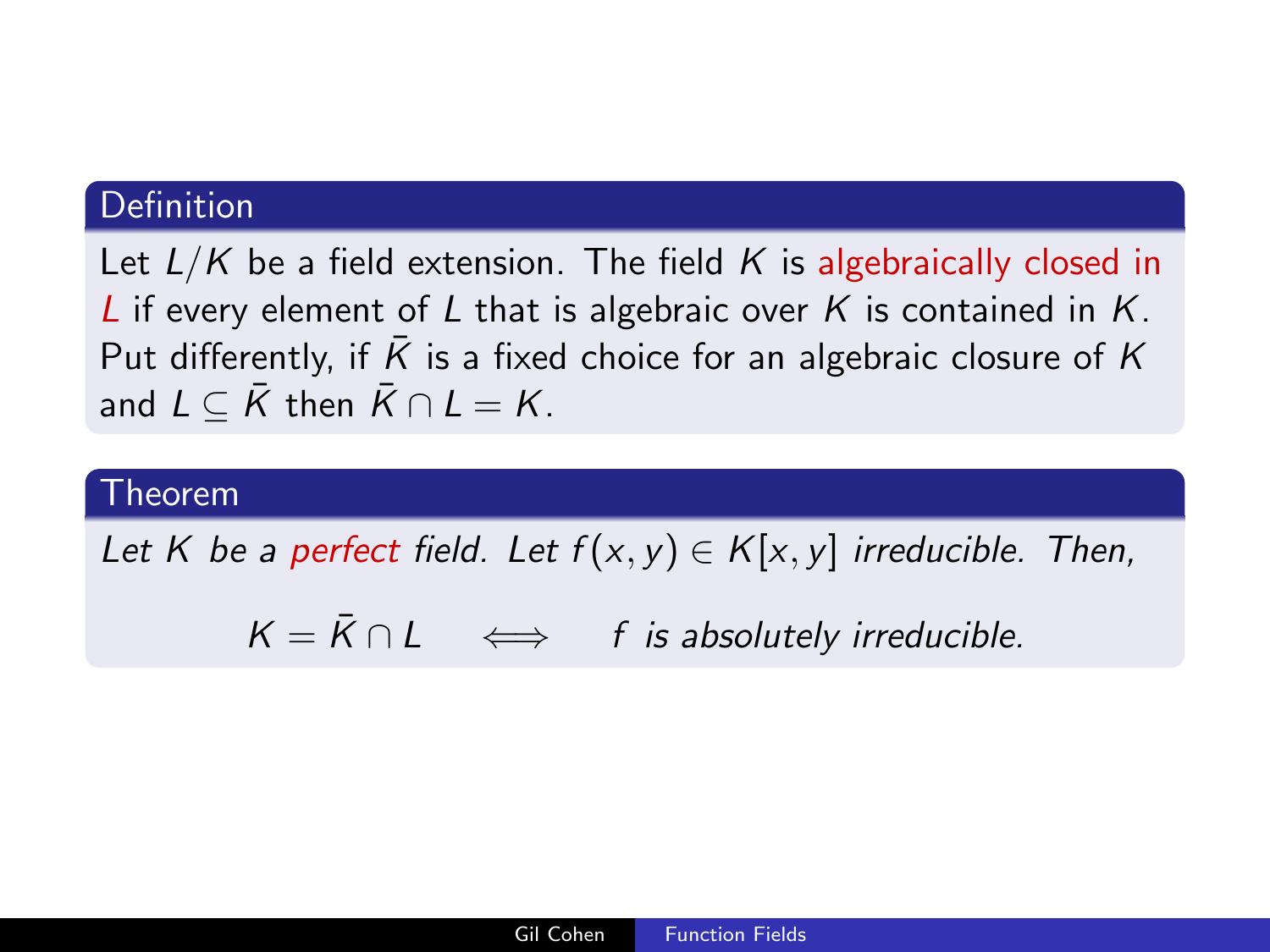**Definition**

Let $L/K$ be a field extension. The field $K$ is algebraically closed in $L$ if every element of $L$ that is algebraic over $K$ is contained in $K$. Put differently, if $\bar{K}$ is a fixed choice for an algebraic closure of $K$ and $L \subseteq \bar{K}$ then $\bar{K} \cap L = K$.

**Theorem**

*Let $K$ be a perfect field. Let $f(x, y) \in K[x, y]$ irreducible. Then,*

$$K = \bar{K} \cap L \quad \iff \quad f \text{ is absolutely irreducible.}$$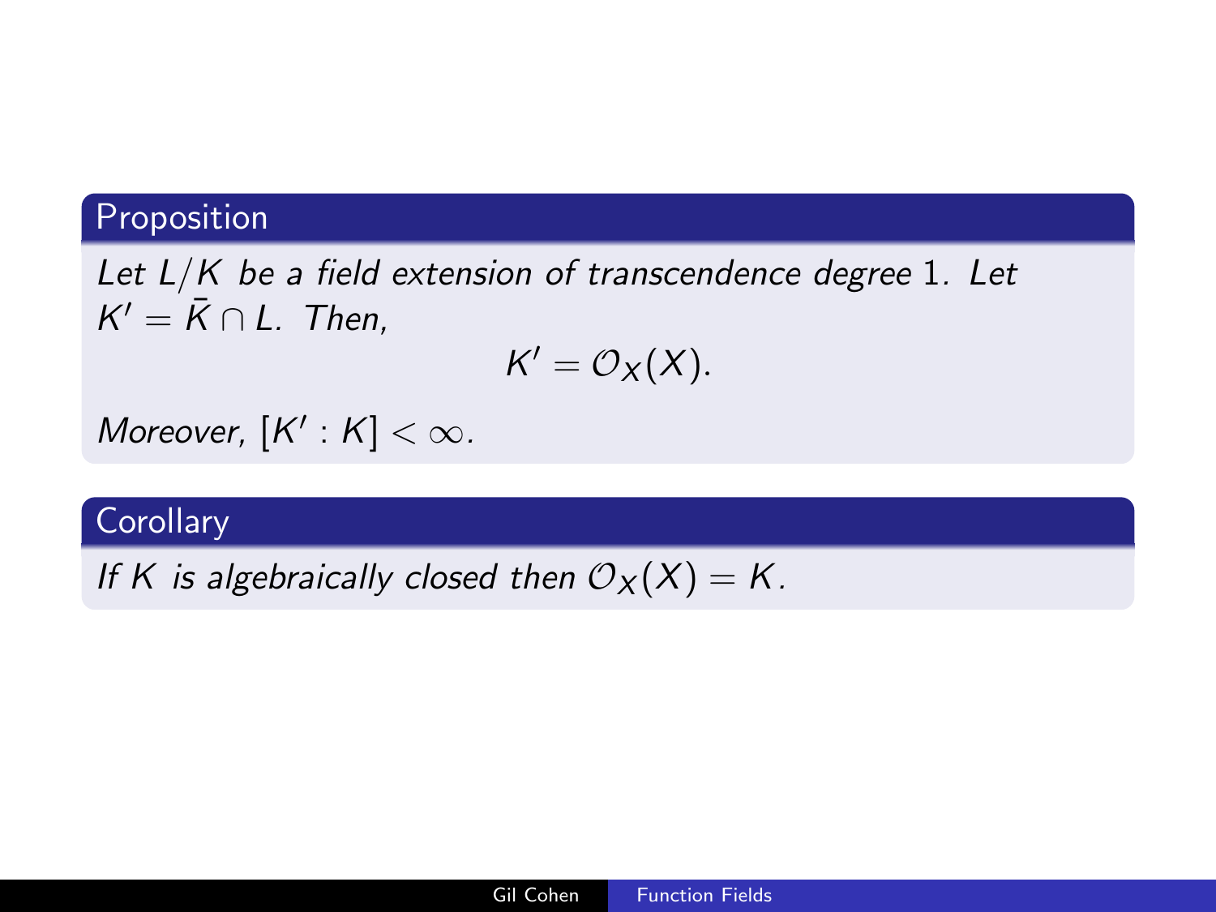**Proposition**

*Let $L/K$ be a field extension of transcendence degree 1. Let $K' = \bar{K} \cap L$. Then,*

$$K' = \mathcal{O}_X(X).$$

*Moreover, $[K' : K] < \infty$.*

**Corollary**

*If $K$ is algebraically closed then $\mathcal{O}_X(X) = K$.*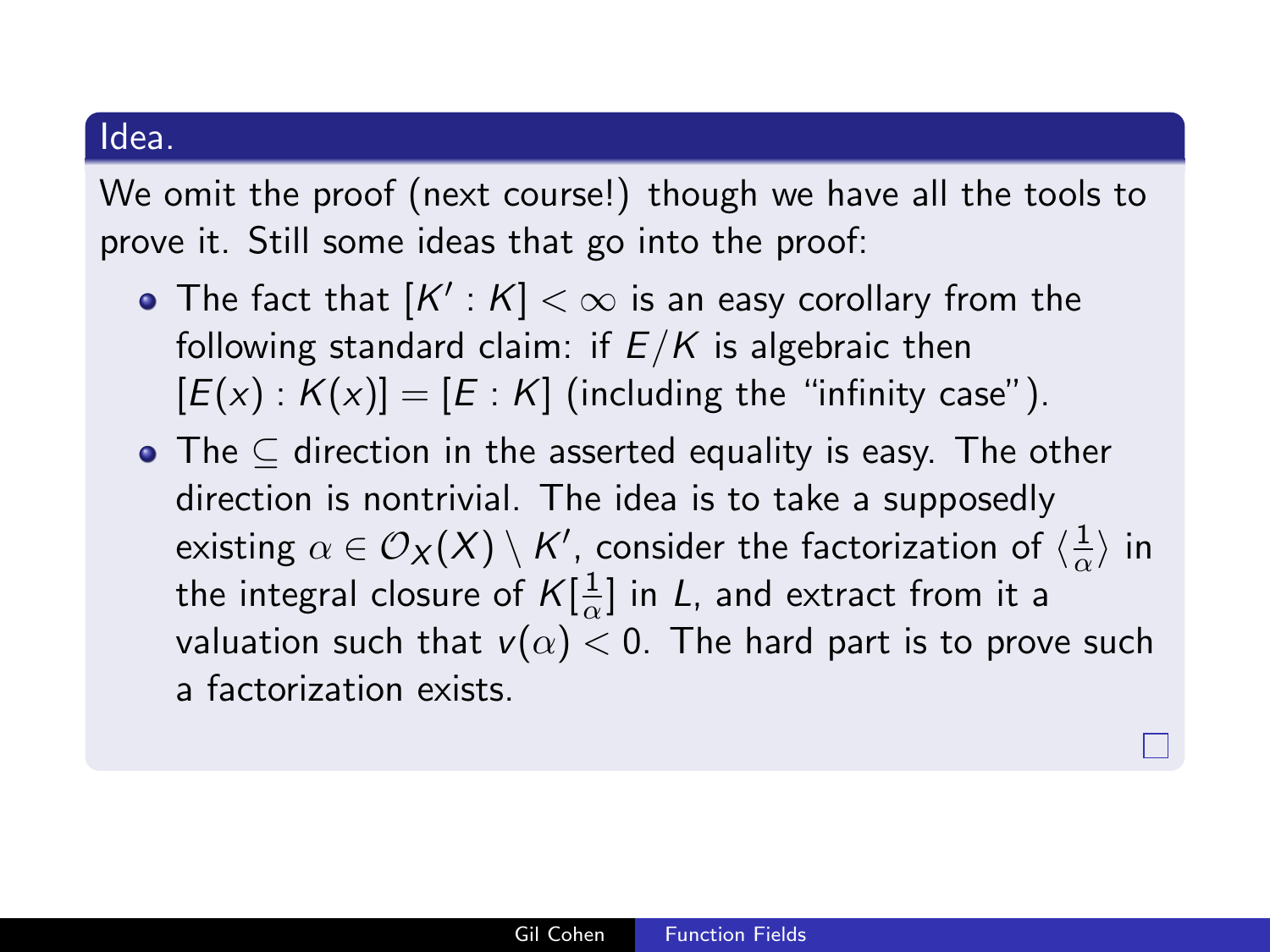**Idea.**

We omit the proof (next course!) though we have all the tools to prove it. Still some ideas that go into the proof:

- The fact that $[K' : K] < \infty$ is an easy corollary from the following standard claim: if $E/K$ is algebraic then $[E(x) : K(x)] = [E : K]$ (including the "infinity case").
- The $\subseteq$ direction in the asserted equality is easy. The other direction is nontrivial. The idea is to take a supposedly existing $\alpha \in \mathcal{O}_X(X) \setminus K'$, consider the factorization of $\langle \frac{1}{\alpha} \rangle$ in the integral closure of $K[\frac{1}{\alpha}]$ in $L$, and extract from it a valuation such that $v(\alpha) < 0$. The hard part is to prove such a factorization exists.

□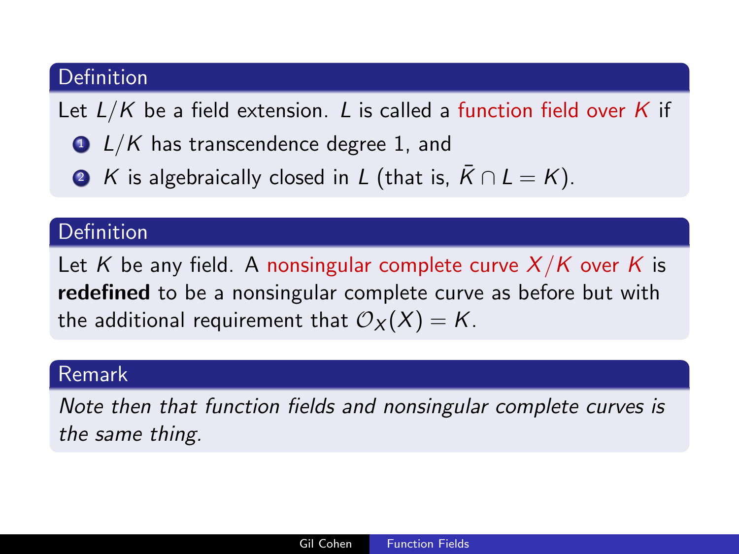### Definition

Let $L/K$ be a field extension. $L$ is called a function field over $K$ if

1. $L/K$ has transcendence degree 1, and
2. $K$ is algebraically closed in $L$ (that is, $\bar{K} \cap L = K$).

### Definition

Let $K$ be any field. A nonsingular complete curve $X/K$ over $K$ is **redefined** to be a nonsingular complete curve as before but with the additional requirement that $\mathcal{O}_X(X) = K$.

### Remark

*Note then that function fields and nonsingular complete curves is the same thing.*